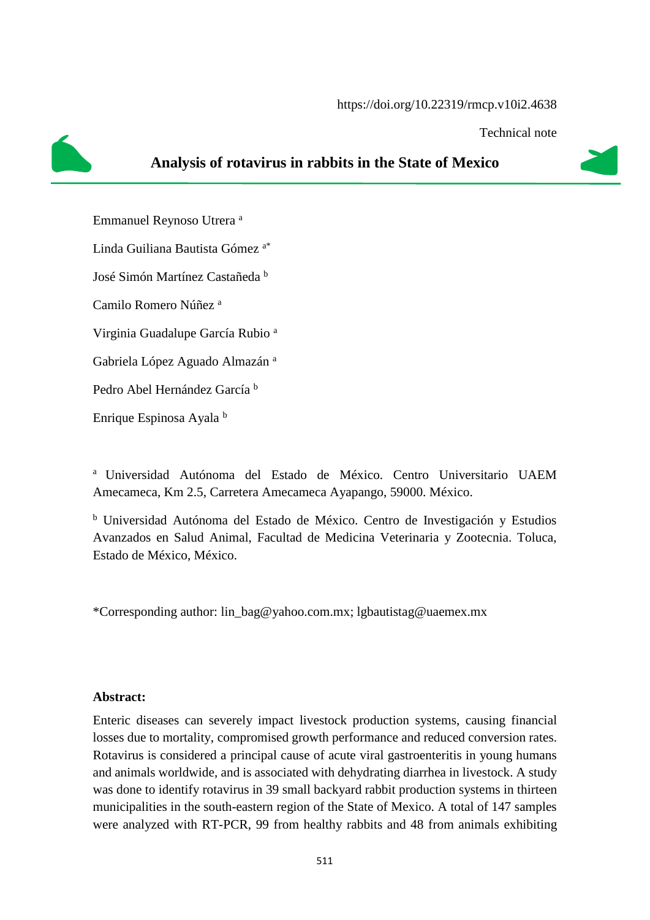https://doi.org/10.22319/rmcp.v10i2.4638

Technical note

# Analysis of rotavirus in rabbits in the State of Mexico

Emmanuel Reynoso Utrera [a]

Linda Guiliana Bautista Gómez [a*]

José Simón Martínez Castañeda [b]

Camilo Romero Núñez [a]

Virginia Guadalupe García Rubio [a]

Gabriela López Aguado Almazán [a]

Pedro Abel Hernández García [b]

Enrique Espinosa Ayala [b]

[a] Universidad Autónoma del Estado de México. Centro Universitario UAEM Amecameca, Km 2.5, Carretera Amecameca Ayapango, 59000. México.

[b] Universidad Autónoma del Estado de México. Centro de Investigación y Estudios Avanzados en Salud Animal, Facultad de Medicina Veterinaria y Zootecnia. Toluca, Estado de México, México.

*Corresponding author: lin_bag@yahoo.com.mx; lgbautistag@uaemex.mx

**Abstract:**

Enteric diseases can severely impact livestock production systems, causing financial losses due to mortality, compromised growth performance and reduced conversion rates. Rotavirus is considered a principal cause of acute viral gastroenteritis in young humans and animals worldwide, and is associated with dehydrating diarrhea in livestock. A study was done to identify rotavirus in 39 small backyard rabbit production systems in thirteen municipalities in the south-eastern region of the State of Mexico. A total of 147 samples were analyzed with RT-PCR, 99 from healthy rabbits and 48 from animals exhibiting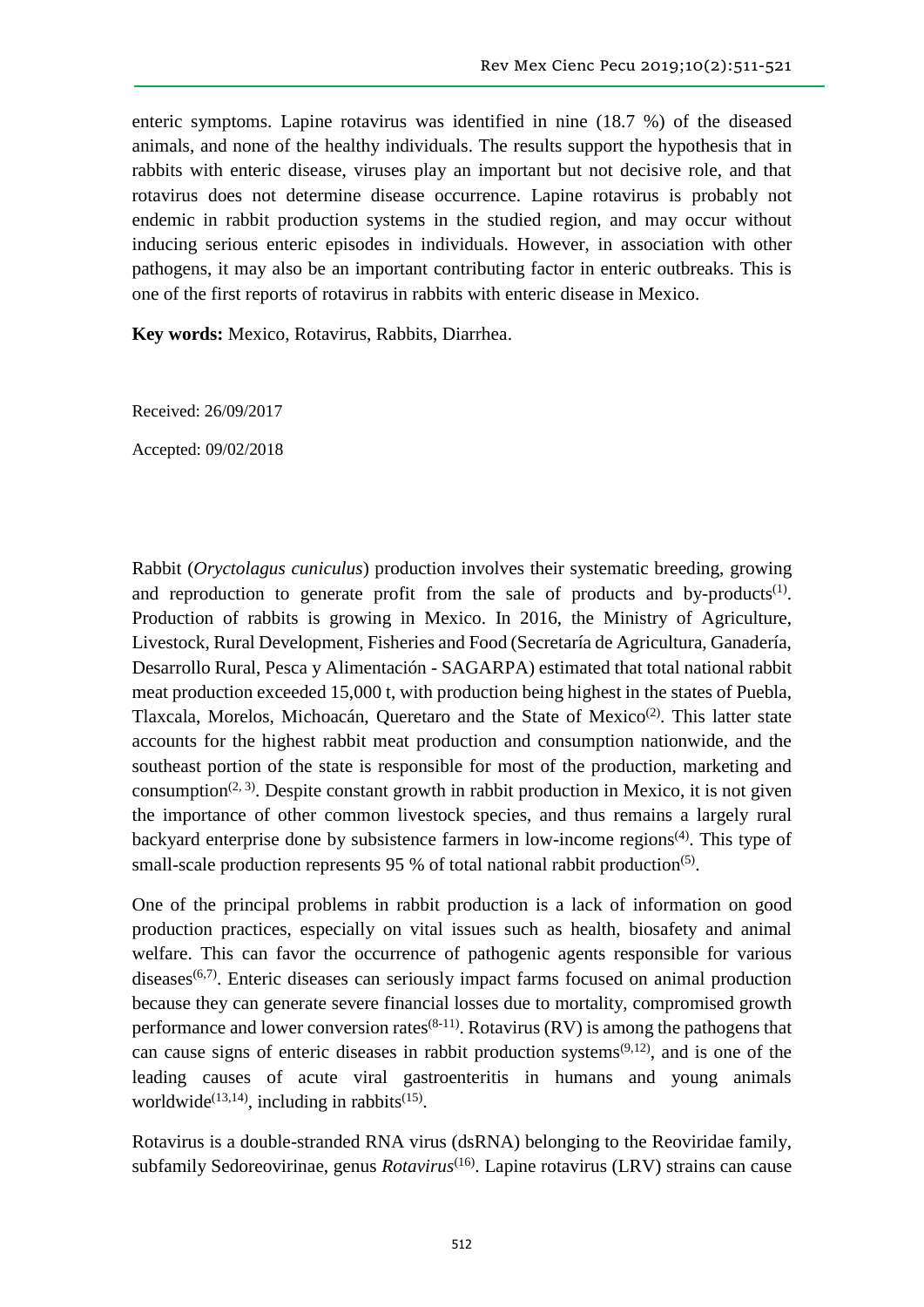enteric symptoms. Lapine rotavirus was identified in nine (18.7 %) of the diseased animals, and none of the healthy individuals. The results support the hypothesis that in rabbits with enteric disease, viruses play an important but not decisive role, and that rotavirus does not determine disease occurrence. Lapine rotavirus is probably not endemic in rabbit production systems in the studied region, and may occur without inducing serious enteric episodes in individuals. However, in association with other pathogens, it may also be an important contributing factor in enteric outbreaks. This is one of the first reports of rotavirus in rabbits with enteric disease in Mexico.

**Key words:** Mexico, Rotavirus, Rabbits, Diarrhea.

Received: 26/09/2017

Accepted: 09/02/2018

Rabbit (*Oryctolagus cuniculus*) production involves their systematic breeding, growing and reproduction to generate profit from the sale of products and by-products(1). Production of rabbits is growing in Mexico. In 2016, the Ministry of Agriculture, Livestock, Rural Development, Fisheries and Food (Secretaría de Agricultura, Ganadería, Desarrollo Rural, Pesca y Alimentación - SAGARPA) estimated that total national rabbit meat production exceeded 15,000 t, with production being highest in the states of Puebla, Tlaxcala, Morelos, Michoacán, Queretaro and the State of Mexico(2). This latter state accounts for the highest rabbit meat production and consumption nationwide, and the southeast portion of the state is responsible for most of the production, marketing and consumption(2, 3). Despite constant growth in rabbit production in Mexico, it is not given the importance of other common livestock species, and thus remains a largely rural backyard enterprise done by subsistence farmers in low-income regions(4). This type of small-scale production represents 95 % of total national rabbit production(5).

One of the principal problems in rabbit production is a lack of information on good production practices, especially on vital issues such as health, biosafety and animal welfare. This can favor the occurrence of pathogenic agents responsible for various diseases(6,7). Enteric diseases can seriously impact farms focused on animal production because they can generate severe financial losses due to mortality, compromised growth performance and lower conversion rates(8-11). Rotavirus (RV) is among the pathogens that can cause signs of enteric diseases in rabbit production systems(9,12), and is one of the leading causes of acute viral gastroenteritis in humans and young animals worldwide(13,14), including in rabbits(15).

Rotavirus is a double-stranded RNA virus (dsRNA) belonging to the Reoviridae family, subfamily Sedoreovirinae, genus *Rotavirus*(16). Lapine rotavirus (LRV) strains can cause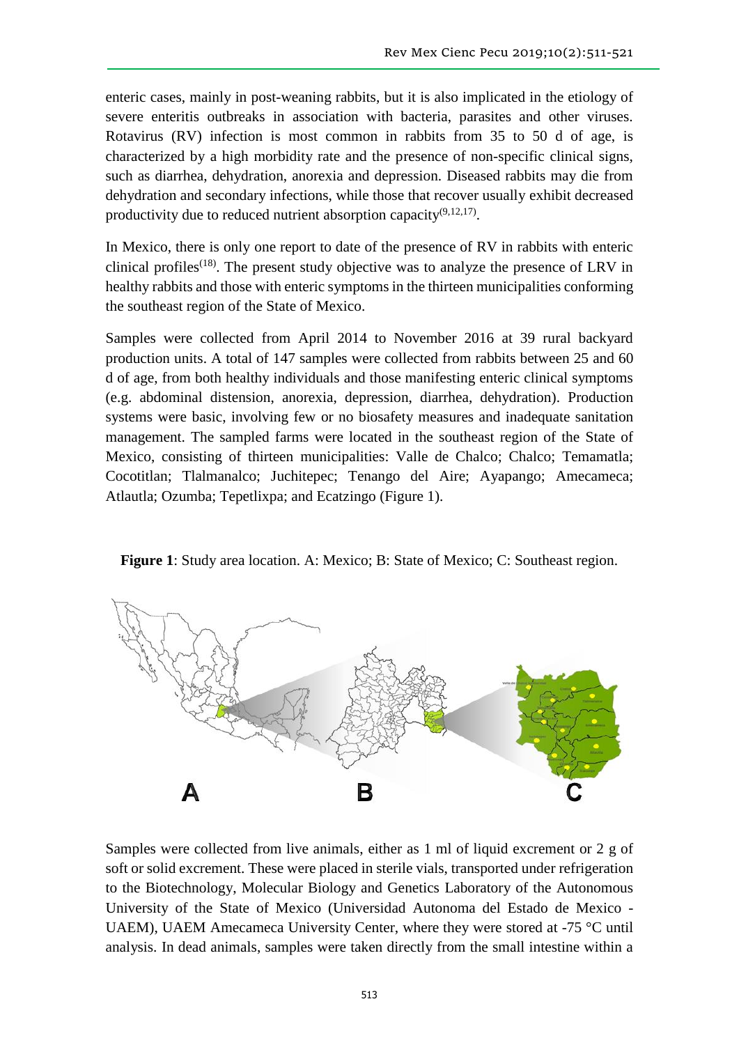enteric cases, mainly in post-weaning rabbits, but it is also implicated in the etiology of severe enteritis outbreaks in association with bacteria, parasites and other viruses. Rotavirus (RV) infection is most common in rabbits from 35 to 50 d of age, is characterized by a high morbidity rate and the presence of non-specific clinical signs, such as diarrhea, dehydration, anorexia and depression. Diseased rabbits may die from dehydration and secondary infections, while those that recover usually exhibit decreased productivity due to reduced nutrient absorption capacity[9,12,17].

In Mexico, there is only one report to date of the presence of RV in rabbits with enteric clinical profiles[18]. The present study objective was to analyze the presence of LRV in healthy rabbits and those with enteric symptoms in the thirteen municipalities conforming the southeast region of the State of Mexico.

Samples were collected from April 2014 to November 2016 at 39 rural backyard production units. A total of 147 samples were collected from rabbits between 25 and 60 d of age, from both healthy individuals and those manifesting enteric clinical symptoms (e.g. abdominal distension, anorexia, depression, diarrhea, dehydration). Production systems were basic, involving few or no biosafety measures and inadequate sanitation management. The sampled farms were located in the southeast region of the State of Mexico, consisting of thirteen municipalities: Valle de Chalco; Chalco; Temamatla; Cocotitlan; Tlalmanalco; Juchitepec; Tenango del Aire; Ayapango; Amecameca; Atlautla; Ozumba; Tepetlixpa; and Ecatzingo (Figure 1).

**Figure 1**: Study area location. A: Mexico; B: State of Mexico; C: Southeast region.

Samples were collected from live animals, either as 1 ml of liquid excrement or 2 g of soft or solid excrement. These were placed in sterile vials, transported under refrigeration to the Biotechnology, Molecular Biology and Genetics Laboratory of the Autonomous University of the State of Mexico (Universidad Autonoma del Estado de Mexico - UAEM), UAEM Amecameca University Center, where they were stored at -75 °C until analysis. In dead animals, samples were taken directly from the small intestine within a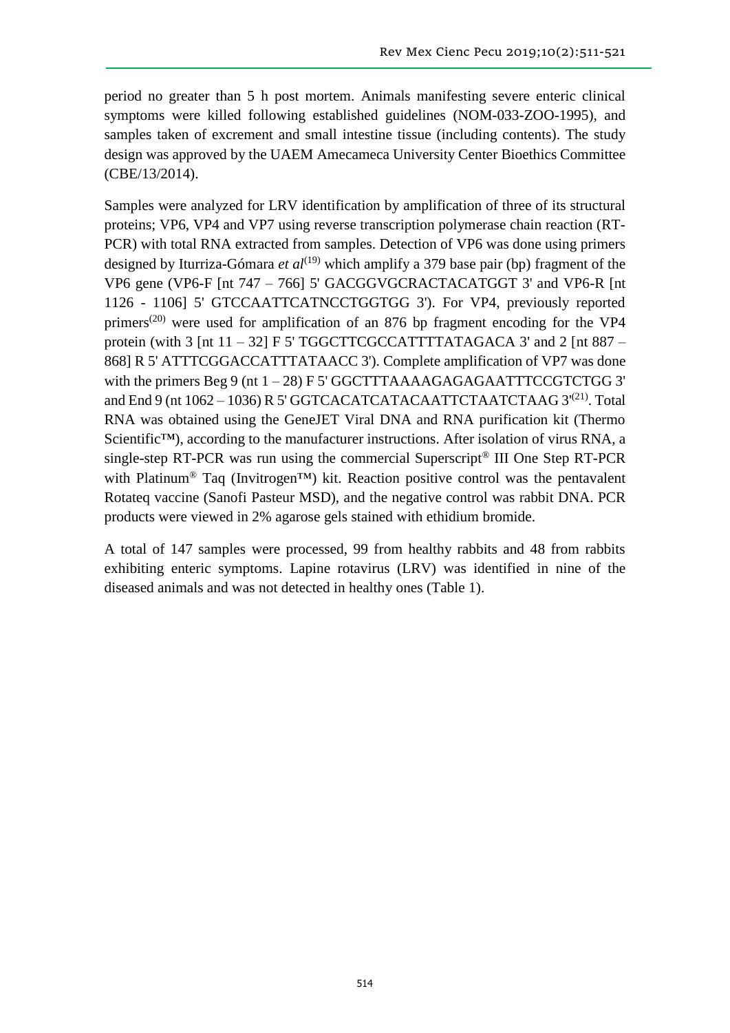period no greater than 5 h post mortem. Animals manifesting severe enteric clinical symptoms were killed following established guidelines (NOM-033-ZOO-1995), and samples taken of excrement and small intestine tissue (including contents). The study design was approved by the UAEM Amecameca University Center Bioethics Committee (CBE/13/2014).

Samples were analyzed for LRV identification by amplification of three of its structural proteins; VP6, VP4 and VP7 using reverse transcription polymerase chain reaction (RT-PCR) with total RNA extracted from samples. Detection of VP6 was done using primers designed by Iturriza-Gómara *et al*[19] which amplify a 379 base pair (bp) fragment of the VP6 gene (VP6-F [nt 747 – 766] 5' GACGGVGCRACTACATGGT 3' and VP6-R [nt 1126 - 1106] 5' GTCCAATTCATNCCTGGTGG 3'). For VP4, previously reported primers[20] were used for amplification of an 876 bp fragment encoding for the VP4 protein (with 3 [nt 11 – 32] F 5' TGGCTTCGCCATTTTATAGACA 3' and 2 [nt 887 – 868] R 5' ATTTCGGACCATTTATAACC 3'). Complete amplification of VP7 was done with the primers Beg 9 (nt 1 – 28) F 5' GGCTTTAAAAGAGAGAATTTCCGTCTGG 3' and End 9 (nt 1062 – 1036) R 5' GGTCACATCATACAATTCTAATCTAAG 3'[21]. Total RNA was obtained using the GeneJET Viral DNA and RNA purification kit (Thermo Scientific™), according to the manufacturer instructions. After isolation of virus RNA, a single-step RT-PCR was run using the commercial Superscript® III One Step RT-PCR with Platinum® Taq (Invitrogen™) kit. Reaction positive control was the pentavalent Rotateq vaccine (Sanofi Pasteur MSD), and the negative control was rabbit DNA. PCR products were viewed in 2% agarose gels stained with ethidium bromide.

A total of 147 samples were processed, 99 from healthy rabbits and 48 from rabbits exhibiting enteric symptoms. Lapine rotavirus (LRV) was identified in nine of the diseased animals and was not detected in healthy ones (Table 1).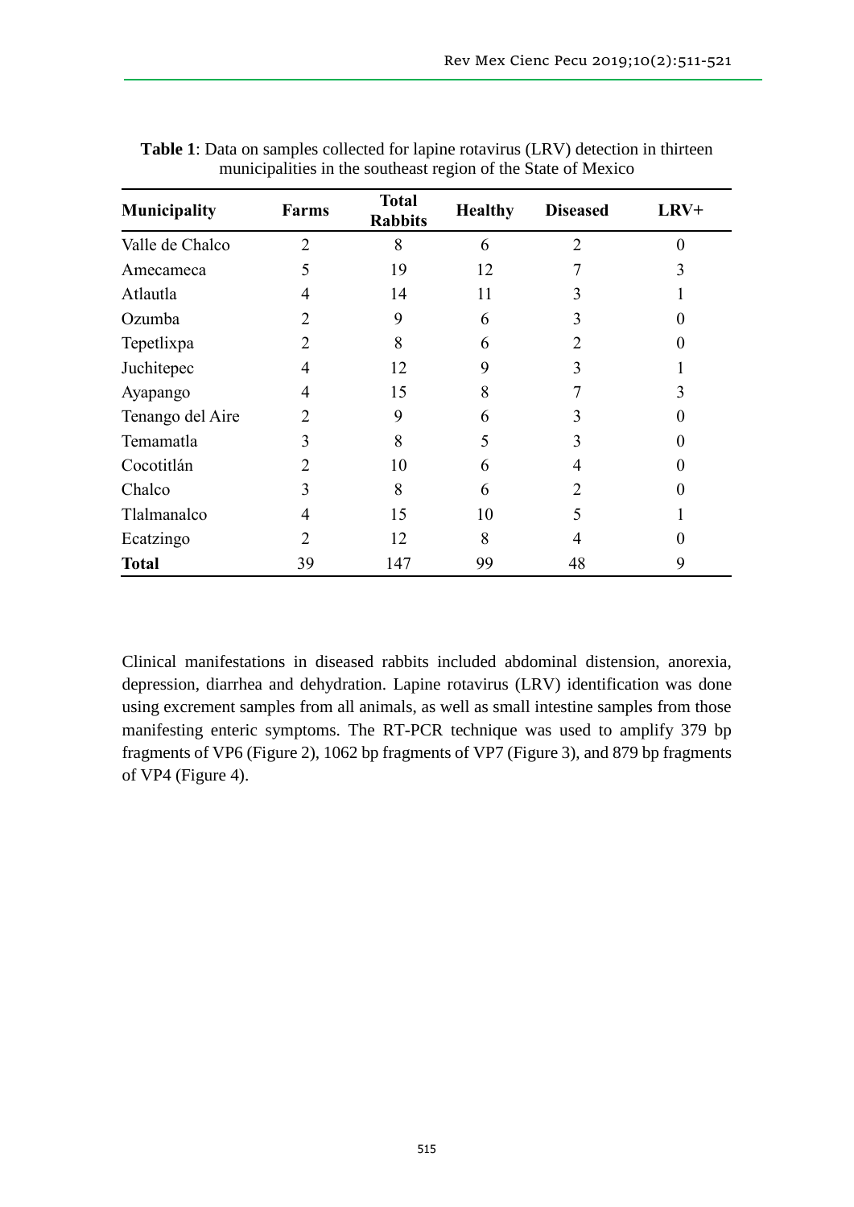**Table 1**: Data on samples collected for lapine rotavirus (LRV) detection in thirteen municipalities in the southeast region of the State of Mexico

| Municipality | Farms | Total Rabbits | Healthy | Diseased | LRV+ |
|---|---|---|---|---|---|
| Valle de Chalco | 2 | 8 | 6 | 2 | 0 |
| Amecameca | 5 | 19 | 12 | 7 | 3 |
| Atlautla | 4 | 14 | 11 | 3 | 1 |
| Ozumba | 2 | 9 | 6 | 3 | 0 |
| Tepetlixpa | 2 | 8 | 6 | 2 | 0 |
| Juchitepec | 4 | 12 | 9 | 3 | 1 |
| Ayapango | 4 | 15 | 8 | 7 | 3 |
| Tenango del Aire | 2 | 9 | 6 | 3 | 0 |
| Temamatla | 3 | 8 | 5 | 3 | 0 |
| Cocotitlán | 2 | 10 | 6 | 4 | 0 |
| Chalco | 3 | 8 | 6 | 2 | 0 |
| Tlalmanalco | 4 | 15 | 10 | 5 | 1 |
| Ecatzingo | 2 | 12 | 8 | 4 | 0 |
| **Total** | 39 | 147 | 99 | 48 | 9 |

Clinical manifestations in diseased rabbits included abdominal distension, anorexia, depression, diarrhea and dehydration. Lapine rotavirus (LRV) identification was done using excrement samples from all animals, as well as small intestine samples from those manifesting enteric symptoms. The RT-PCR technique was used to amplify 379 bp fragments of VP6 (Figure 2), 1062 bp fragments of VP7 (Figure 3), and 879 bp fragments of VP4 (Figure 4).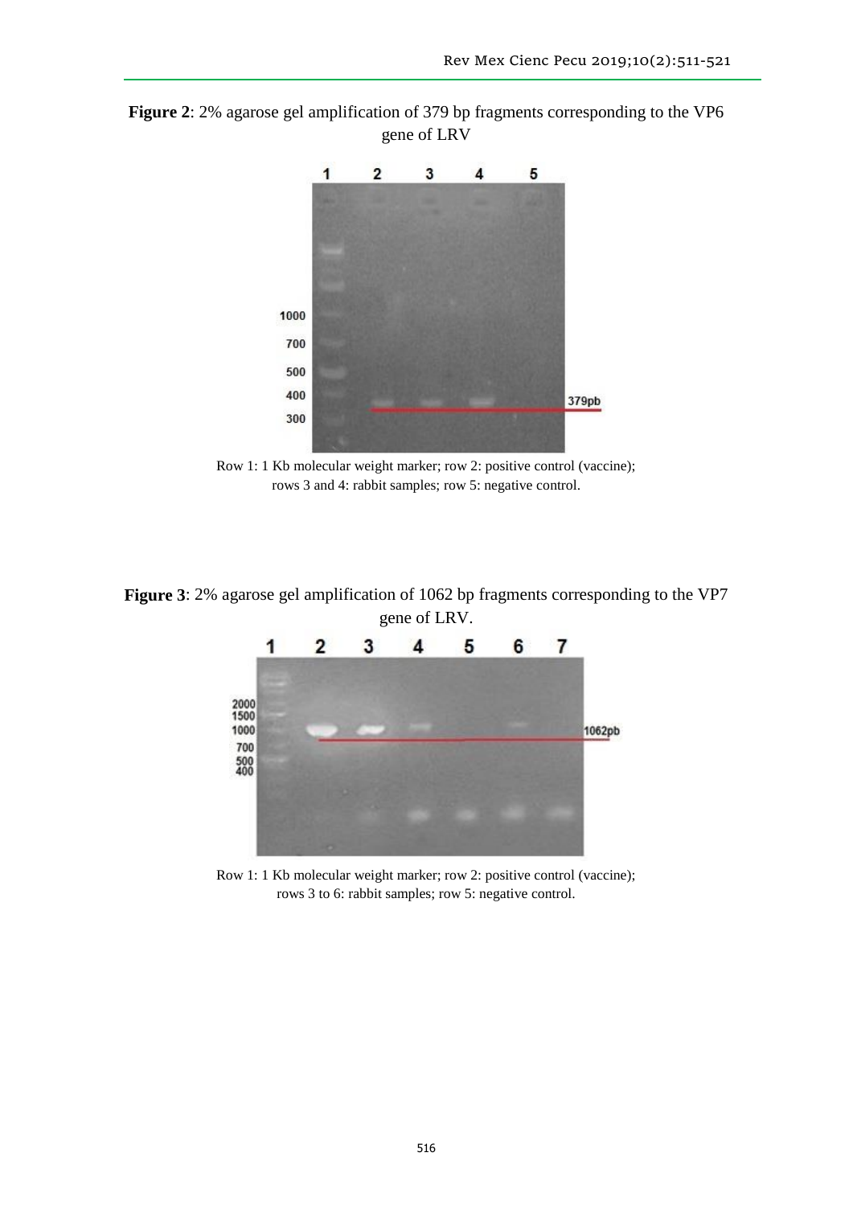**Figure 2**: 2% agarose gel amplification of 379 bp fragments corresponding to the VP6 gene of LRV

Row 1: 1 Kb molecular weight marker; row 2: positive control (vaccine); rows 3 and 4: rabbit samples; row 5: negative control.

**Figure 3**: 2% agarose gel amplification of 1062 bp fragments corresponding to the VP7 gene of LRV.

Row 1: 1 Kb molecular weight marker; row 2: positive control (vaccine); rows 3 to 6: rabbit samples; row 5: negative control.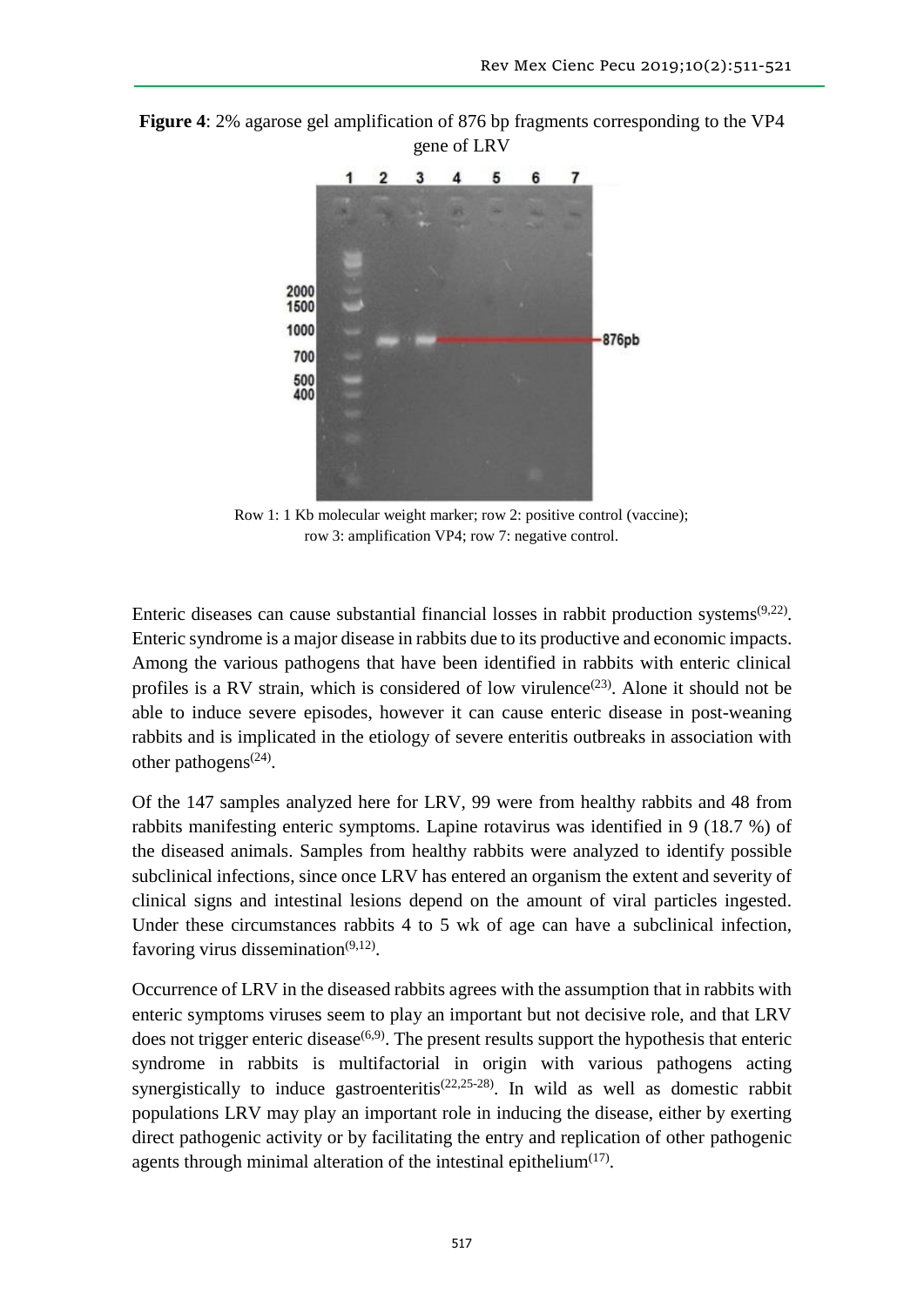**Figure 4**: 2% agarose gel amplification of 876 bp fragments corresponding to the VP4 gene of LRV

Row 1: 1 Kb molecular weight marker; row 2: positive control (vaccine); row 3: amplification VP4; row 7: negative control.

Enteric diseases can cause substantial financial losses in rabbit production systems[9,22]. Enteric syndrome is a major disease in rabbits due to its productive and economic impacts. Among the various pathogens that have been identified in rabbits with enteric clinical profiles is a RV strain, which is considered of low virulence[23]. Alone it should not be able to induce severe episodes, however it can cause enteric disease in post-weaning rabbits and is implicated in the etiology of severe enteritis outbreaks in association with other pathogens[24].

Of the 147 samples analyzed here for LRV, 99 were from healthy rabbits and 48 from rabbits manifesting enteric symptoms. Lapine rotavirus was identified in 9 (18.7 %) of the diseased animals. Samples from healthy rabbits were analyzed to identify possible subclinical infections, since once LRV has entered an organism the extent and severity of clinical signs and intestinal lesions depend on the amount of viral particles ingested. Under these circumstances rabbits 4 to 5 wk of age can have a subclinical infection, favoring virus dissemination[9,12].

Occurrence of LRV in the diseased rabbits agrees with the assumption that in rabbits with enteric symptoms viruses seem to play an important but not decisive role, and that LRV does not trigger enteric disease[6,9]. The present results support the hypothesis that enteric syndrome in rabbits is multifactorial in origin with various pathogens acting synergistically to induce gastroenteritis[22,25-28]. In wild as well as domestic rabbit populations LRV may play an important role in inducing the disease, either by exerting direct pathogenic activity or by facilitating the entry and replication of other pathogenic agents through minimal alteration of the intestinal epithelium[17].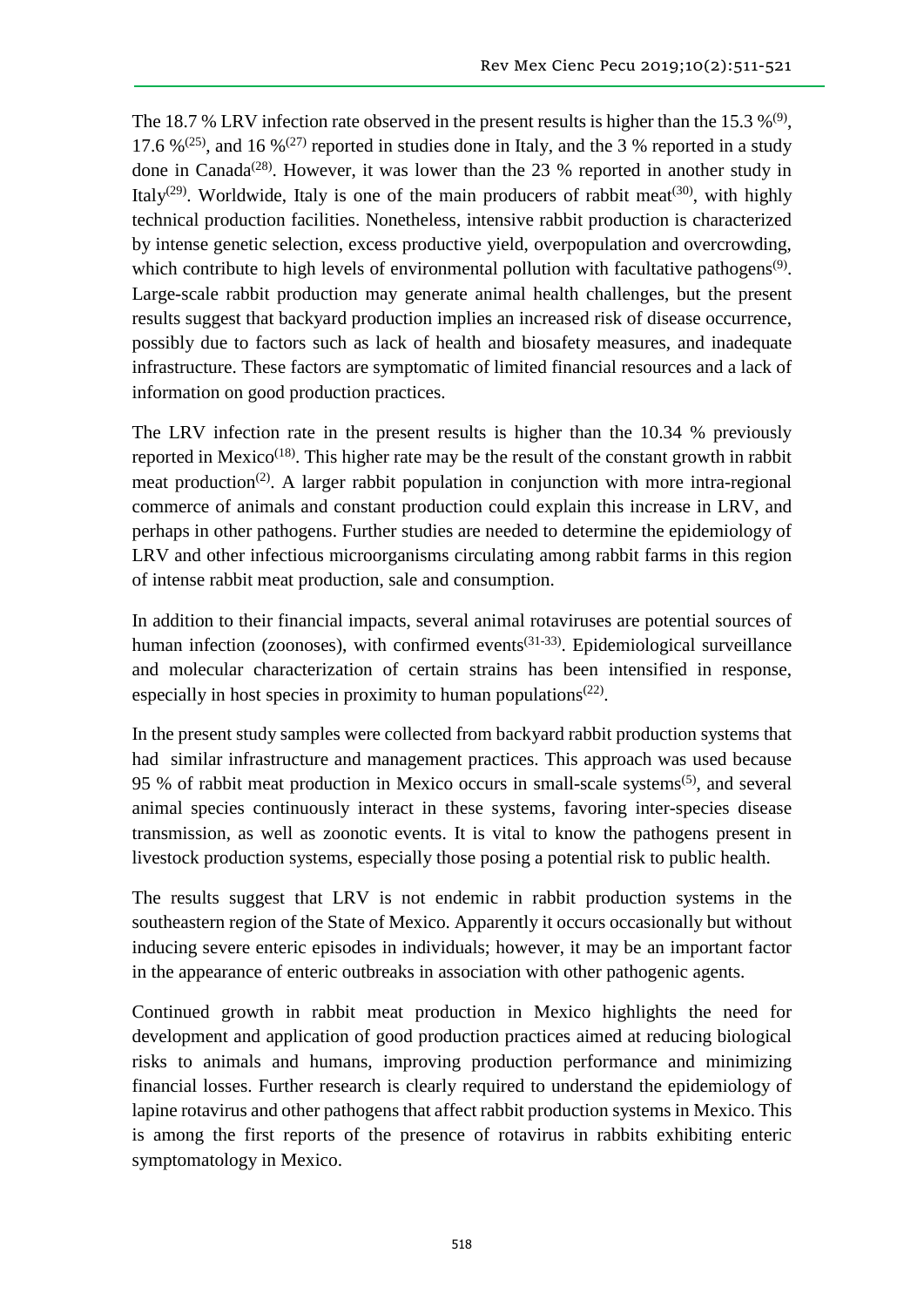The 18.7 % LRV infection rate observed in the present results is higher than the 15.3 %[9], 17.6 %[25], and 16 %[27] reported in studies done in Italy, and the 3 % reported in a study done in Canada[28]. However, it was lower than the 23 % reported in another study in Italy[29]. Worldwide, Italy is one of the main producers of rabbit meat[30], with highly technical production facilities. Nonetheless, intensive rabbit production is characterized by intense genetic selection, excess productive yield, overpopulation and overcrowding, which contribute to high levels of environmental pollution with facultative pathogens[9]. Large-scale rabbit production may generate animal health challenges, but the present results suggest that backyard production implies an increased risk of disease occurrence, possibly due to factors such as lack of health and biosafety measures, and inadequate infrastructure. These factors are symptomatic of limited financial resources and a lack of information on good production practices.

The LRV infection rate in the present results is higher than the 10.34 % previously reported in Mexico[18]. This higher rate may be the result of the constant growth in rabbit meat production[2]. A larger rabbit population in conjunction with more intra-regional commerce of animals and constant production could explain this increase in LRV, and perhaps in other pathogens. Further studies are needed to determine the epidemiology of LRV and other infectious microorganisms circulating among rabbit farms in this region of intense rabbit meat production, sale and consumption.

In addition to their financial impacts, several animal rotaviruses are potential sources of human infection (zoonoses), with confirmed events[31-33]. Epidemiological surveillance and molecular characterization of certain strains has been intensified in response, especially in host species in proximity to human populations[22].

In the present study samples were collected from backyard rabbit production systems that had similar infrastructure and management practices. This approach was used because 95 % of rabbit meat production in Mexico occurs in small-scale systems[5], and several animal species continuously interact in these systems, favoring inter-species disease transmission, as well as zoonotic events. It is vital to know the pathogens present in livestock production systems, especially those posing a potential risk to public health.

The results suggest that LRV is not endemic in rabbit production systems in the southeastern region of the State of Mexico. Apparently it occurs occasionally but without inducing severe enteric episodes in individuals; however, it may be an important factor in the appearance of enteric outbreaks in association with other pathogenic agents.

Continued growth in rabbit meat production in Mexico highlights the need for development and application of good production practices aimed at reducing biological risks to animals and humans, improving production performance and minimizing financial losses. Further research is clearly required to understand the epidemiology of lapine rotavirus and other pathogens that affect rabbit production systems in Mexico. This is among the first reports of the presence of rotavirus in rabbits exhibiting enteric symptomatology in Mexico.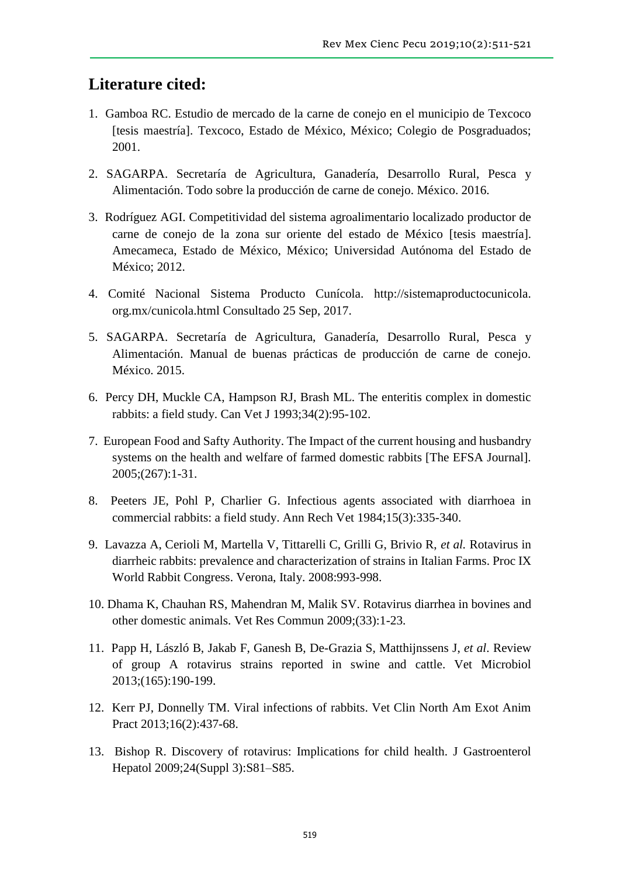## Literature cited:

1. Gamboa RC. Estudio de mercado de la carne de conejo en el municipio de Texcoco [tesis maestría]. Texcoco, Estado de México, México; Colegio de Posgraduados; 2001.

2. SAGARPA. Secretaría de Agricultura, Ganadería, Desarrollo Rural, Pesca y Alimentación. Todo sobre la producción de carne de conejo. México. 2016.

3. Rodríguez AGI. Competitividad del sistema agroalimentario localizado productor de carne de conejo de la zona sur oriente del estado de México [tesis maestría]. Amecameca, Estado de México, México; Universidad Autónoma del Estado de México; 2012.

4. Comité Nacional Sistema Producto Cunícola. http://sistemaproductocunicola.org.mx/cunicola.html Consultado 25 Sep, 2017.

5. SAGARPA. Secretaría de Agricultura, Ganadería, Desarrollo Rural, Pesca y Alimentación. Manual de buenas prácticas de producción de carne de conejo. México. 2015.

6. Percy DH, Muckle CA, Hampson RJ, Brash ML. The enteritis complex in domestic rabbits: a field study. Can Vet J 1993;34(2):95-102.

7. European Food and Safty Authority. The Impact of the current housing and husbandry systems on the health and welfare of farmed domestic rabbits [The EFSA Journal]. 2005;(267):1-31.

8. Peeters JE, Pohl P, Charlier G. Infectious agents associated with diarrhoea in commercial rabbits: a field study. Ann Rech Vet 1984;15(3):335-340.

9. Lavazza A, Cerioli M, Martella V, Tittarelli C, Grilli G, Brivio R, *et al.* Rotavirus in diarrheic rabbits: prevalence and characterization of strains in Italian Farms. Proc IX World Rabbit Congress. Verona, Italy. 2008:993-998.

10. Dhama K, Chauhan RS, Mahendran M, Malik SV. Rotavirus diarrhea in bovines and other domestic animals. Vet Res Commun 2009;(33):1-23.

11. Papp H, László B, Jakab F, Ganesh B, De-Grazia S, Matthijnssens J, *et al*. Review of group A rotavirus strains reported in swine and cattle. Vet Microbiol 2013;(165):190-199.

12. Kerr PJ, Donnelly TM. Viral infections of rabbits. Vet Clin North Am Exot Anim Pract 2013;16(2):437-68.

13. Bishop R. Discovery of rotavirus: Implications for child health. J Gastroenterol Hepatol 2009;24(Suppl 3):S81–S85.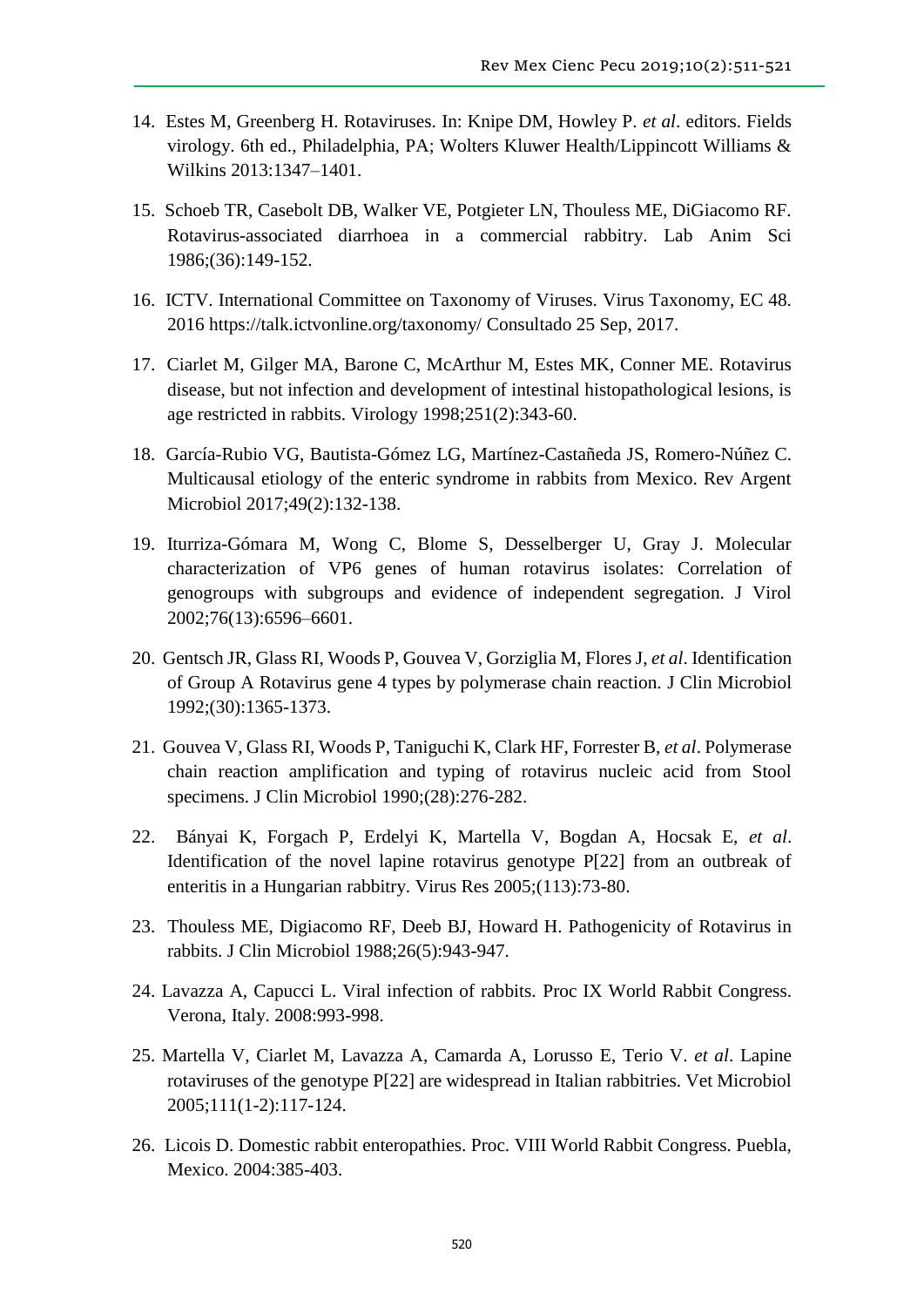14. Estes M, Greenberg H. Rotaviruses. In: Knipe DM, Howley P. *et al*. editors. Fields virology. 6th ed., Philadelphia, PA; Wolters Kluwer Health/Lippincott Williams & Wilkins 2013:1347–1401.

15. Schoeb TR, Casebolt DB, Walker VE, Potgieter LN, Thouless ME, DiGiacomo RF. Rotavirus-associated diarrhoea in a commercial rabbitry. Lab Anim Sci 1986;(36):149-152.

16. ICTV. International Committee on Taxonomy of Viruses. Virus Taxonomy, EC 48. 2016 https://talk.ictvonline.org/taxonomy/ Consultado 25 Sep, 2017.

17. Ciarlet M, Gilger MA, Barone C, McArthur M, Estes MK, Conner ME. Rotavirus disease, but not infection and development of intestinal histopathological lesions, is age restricted in rabbits. Virology 1998;251(2):343-60.

18. García-Rubio VG, Bautista-Gómez LG, Martínez-Castañeda JS, Romero-Núñez C. Multicausal etiology of the enteric syndrome in rabbits from Mexico. Rev Argent Microbiol 2017;49(2):132-138.

19. Iturriza-Gómara M, Wong C, Blome S, Desselberger U, Gray J. Molecular characterization of VP6 genes of human rotavirus isolates: Correlation of genogroups with subgroups and evidence of independent segregation. J Virol 2002;76(13):6596–6601.

20. Gentsch JR, Glass RI, Woods P, Gouvea V, Gorziglia M, Flores J, *et al*. Identification of Group A Rotavirus gene 4 types by polymerase chain reaction. J Clin Microbiol 1992;(30):1365-1373.

21. Gouvea V, Glass RI, Woods P, Taniguchi K, Clark HF, Forrester B, *et al*. Polymerase chain reaction amplification and typing of rotavirus nucleic acid from Stool specimens. J Clin Microbiol 1990;(28):276-282.

22. Bányai K, Forgach P, Erdelyi K, Martella V, Bogdan A, Hocsak E, *et al*. Identification of the novel lapine rotavirus genotype P[22] from an outbreak of enteritis in a Hungarian rabbitry. Virus Res 2005;(113):73-80.

23. Thouless ME, Digiacomo RF, Deeb BJ, Howard H. Pathogenicity of Rotavirus in rabbits. J Clin Microbiol 1988;26(5):943-947.

24. Lavazza A, Capucci L. Viral infection of rabbits. Proc IX World Rabbit Congress. Verona, Italy. 2008:993-998.

25. Martella V, Ciarlet M, Lavazza A, Camarda A, Lorusso E, Terio V. *et al*. Lapine rotaviruses of the genotype P[22] are widespread in Italian rabbitries. Vet Microbiol 2005;111(1-2):117-124.

26. Licois D. Domestic rabbit enteropathies. Proc. VIII World Rabbit Congress. Puebla, Mexico. 2004:385-403.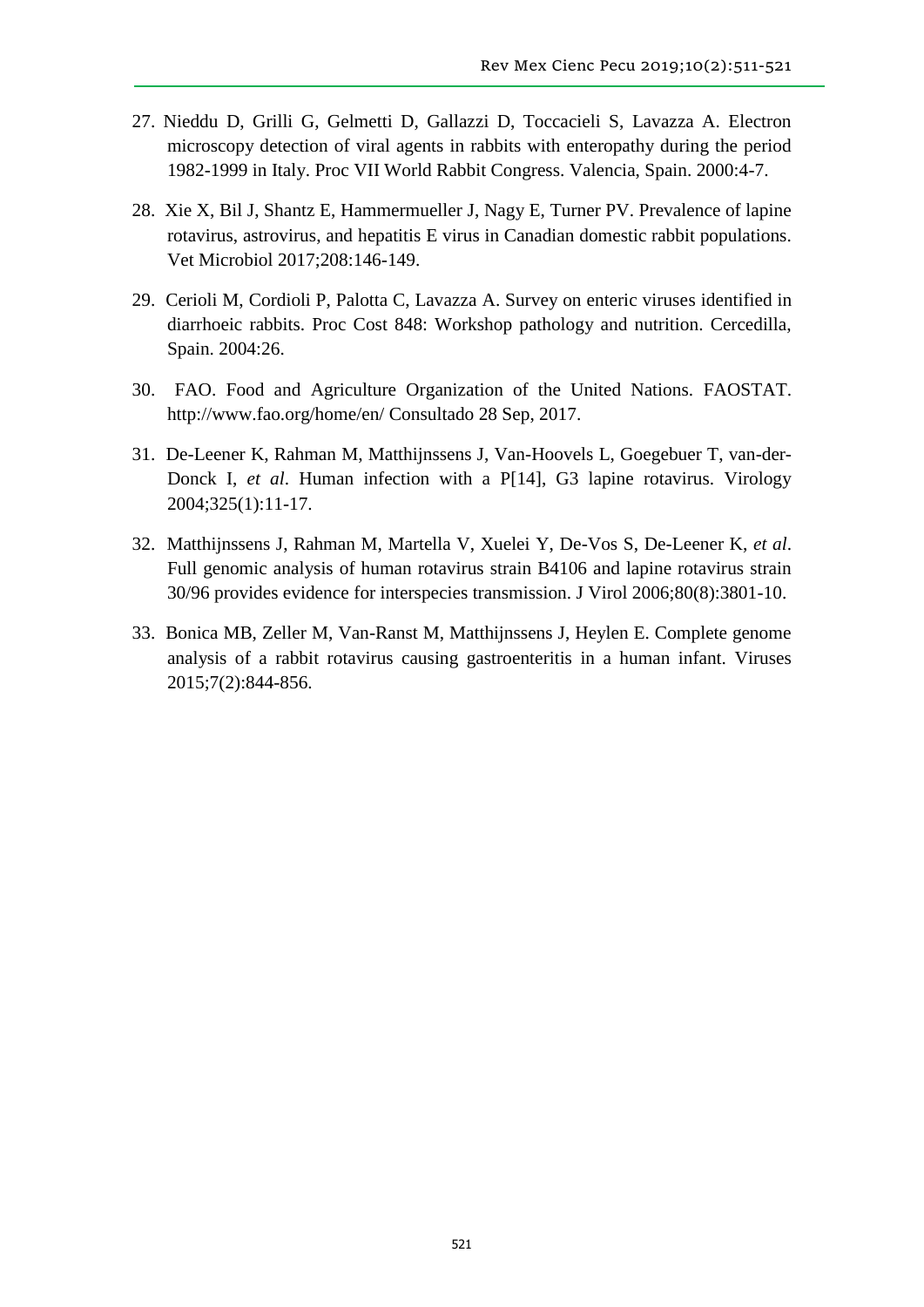27. Nieddu D, Grilli G, Gelmetti D, Gallazzi D, Toccacieli S, Lavazza A. Electron microscopy detection of viral agents in rabbits with enteropathy during the period 1982-1999 in Italy. Proc VII World Rabbit Congress. Valencia, Spain. 2000:4-7.

28. Xie X, Bil J, Shantz E, Hammermueller J, Nagy E, Turner PV. Prevalence of lapine rotavirus, astrovirus, and hepatitis E virus in Canadian domestic rabbit populations. Vet Microbiol 2017;208:146-149.

29. Cerioli M, Cordioli P, Palotta C, Lavazza A. Survey on enteric viruses identified in diarrhoeic rabbits. Proc Cost 848: Workshop pathology and nutrition. Cercedilla, Spain. 2004:26.

30. FAO. Food and Agriculture Organization of the United Nations. FAOSTAT. http://www.fao.org/home/en/ Consultado 28 Sep, 2017.

31. De-Leener K, Rahman M, Matthijnssens J, Van-Hoovels L, Goegebuer T, van-der-Donck I, *et al*. Human infection with a P[14], G3 lapine rotavirus. Virology 2004;325(1):11-17.

32. Matthijnssens J, Rahman M, Martella V, Xuelei Y, De-Vos S, De-Leener K, *et al*. Full genomic analysis of human rotavirus strain B4106 and lapine rotavirus strain 30/96 provides evidence for interspecies transmission. J Virol 2006;80(8):3801-10.

33. Bonica MB, Zeller M, Van-Ranst M, Matthijnssens J, Heylen E. Complete genome analysis of a rabbit rotavirus causing gastroenteritis in a human infant. Viruses 2015;7(2):844-856.